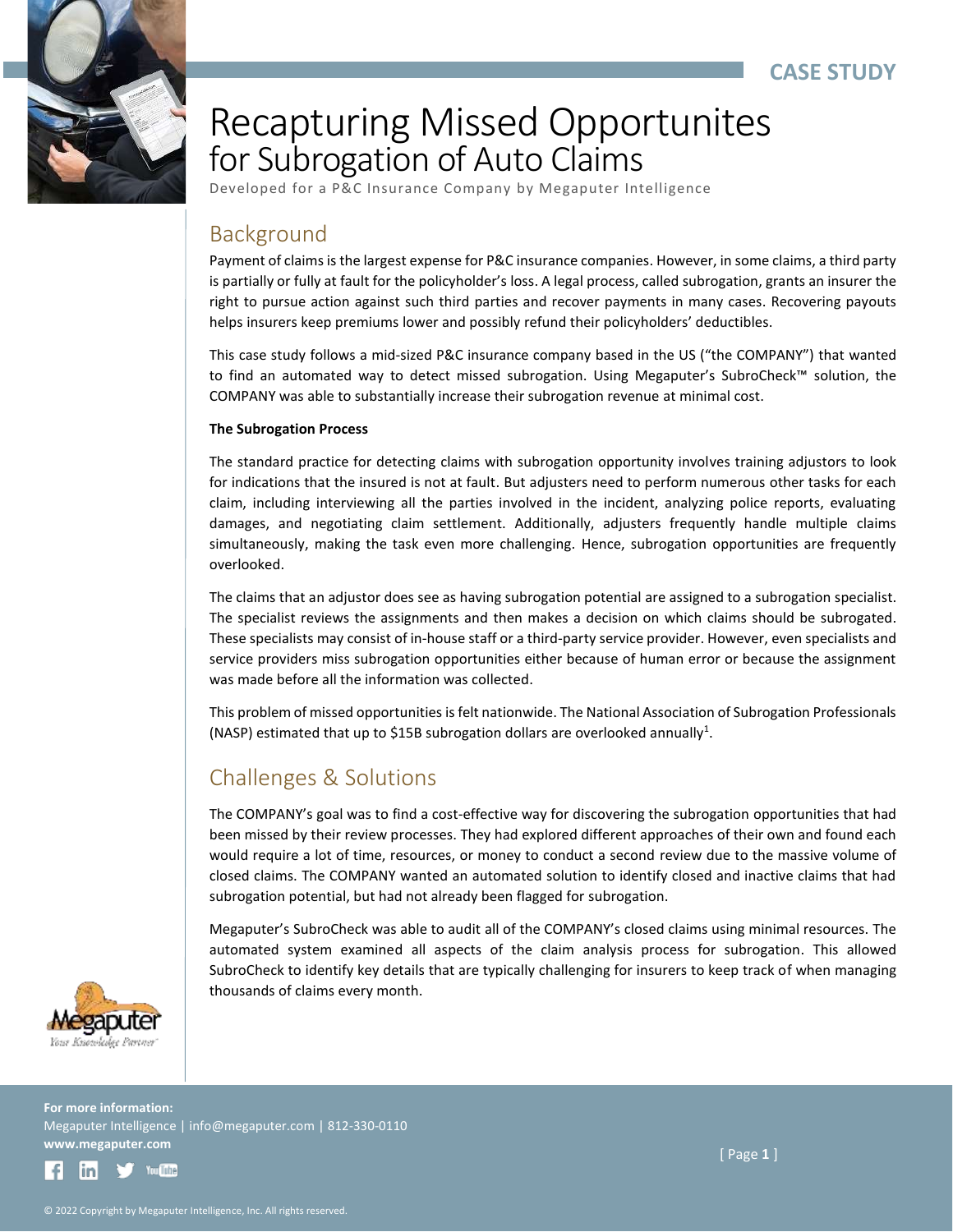CASE STUDY

# Recapturing Missed Opportunites for Subrogation of Auto Claims

Developed for a P&C Insurance Company by Megaputer Intelligence

## Background

Payment of claims is the largest expense for P&C insurance companies. However, in some claims, a third party is partially or fully at fault for the policyholder's loss. A legal process, called subrogation, grants an insurer the right to pursue action against such third parties and recover payments in many cases. Recovering payouts helps insurers keep premiums lower and possibly refund their policyholders' deductibles.

This case study follows a mid-sized P&C insurance company based in the US ("the COMPANY") that wanted to find an automated way to detect missed subrogation. Using Megaputer's SubroCheck™ solution, the COMPANY was able to substantially increase their subrogation revenue at minimal cost.

**The Subrogation Process**

The standard practice for detecting claims with subrogation opportunity involves training adjustors to look for indications that the insured is not at fault. But adjusters need to perform numerous other tasks for each claim, including interviewing all the parties involved in the incident, analyzing police reports, evaluating damages, and negotiating claim settlement. Additionally, adjusters frequently handle multiple claims simultaneously, making the task even more challenging. Hence, subrogation opportunities are frequently overlooked.

The claims that an adjustor does see as having subrogation potential are assigned to a subrogation specialist. The specialist reviews the assignments and then makes a decision on which claims should be subrogated. These specialists may consist of in-house staff or a third-party service provider. However, even specialists and service providers miss subrogation opportunities either because of human error or because the assignment was made before all the information was collected.

This problem of missed opportunities is felt nationwide. The National Association of Subrogation Professionals (NASP) estimated that up to $15B subrogation dollars are overlooked annually[1].

## Challenges & Solutions

The COMPANY's goal was to find a cost-effective way for discovering the subrogation opportunities that had been missed by their review processes. They had explored different approaches of their own and found each would require a lot of time, resources, or money to conduct a second review due to the massive volume of closed claims. The COMPANY wanted an automated solution to identify closed and inactive claims that had subrogation potential, but had not already been flagged for subrogation.

Megaputer's SubroCheck was able to audit all of the COMPANY's closed claims using minimal resources. The automated system examined all aspects of the claim analysis process for subrogation. This allowed SubroCheck to identify key details that are typically challenging for insurers to keep track of when managing thousands of claims every month.

**For more information:**
Megaputer Intelligence | info@megaputer.com | 812-330-0110
**www.megaputer.com**

© 2022 Copyright by Megaputer Intelligence, Inc. All rights reserved.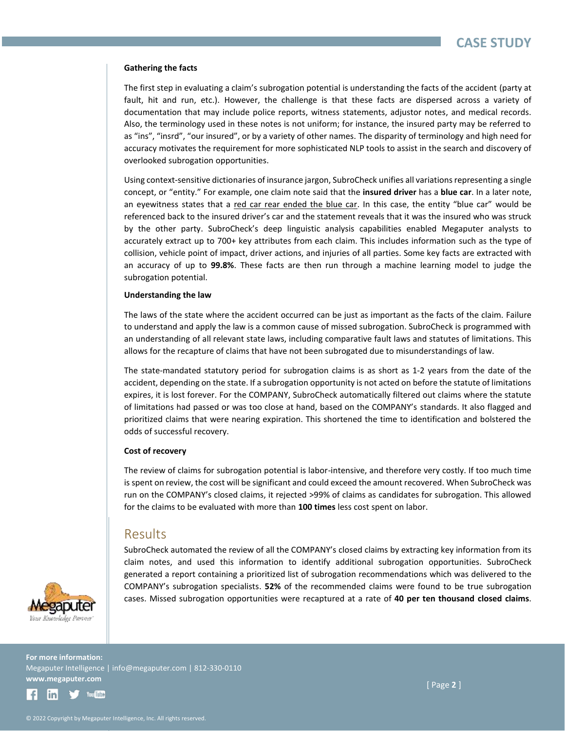### Gathering the facts

The first step in evaluating a claim's subrogation potential is understanding the facts of the accident (party at fault, hit and run, etc.). However, the challenge is that these facts are dispersed across a variety of documentation that may include police reports, witness statements, adjustor notes, and medical records. Also, the terminology used in these notes is not uniform; for instance, the insured party may be referred to as "ins", "insrd", "our insured", or by a variety of other names. The disparity of terminology and high need for accuracy motivates the requirement for more sophisticated NLP tools to assist in the search and discovery of overlooked subrogation opportunities.

Using context-sensitive dictionaries of insurance jargon, SubroCheck unifies all variations representing a single concept, or "entity." For example, one claim note said that the **insured driver** has a **blue car**. In a later note, an eyewitness states that a <u>red car rear ended the blue car</u>. In this case, the entity "blue car" would be referenced back to the insured driver's car and the statement reveals that it was the insured who was struck by the other party. SubroCheck's deep linguistic analysis capabilities enabled Megaputer analysts to accurately extract up to 700+ key attributes from each claim. This includes information such as the type of collision, vehicle point of impact, driver actions, and injuries of all parties. Some key facts are extracted with an accuracy of up to **99.8%**. These facts are then run through a machine learning model to judge the subrogation potential.

### Understanding the law

The laws of the state where the accident occurred can be just as important as the facts of the claim. Failure to understand and apply the law is a common cause of missed subrogation. SubroCheck is programmed with an understanding of all relevant state laws, including comparative fault laws and statutes of limitations. This allows for the recapture of claims that have not been subrogated due to misunderstandings of law.

The state-mandated statutory period for subrogation claims is as short as 1-2 years from the date of the accident, depending on the state. If a subrogation opportunity is not acted on before the statute of limitations expires, it is lost forever. For the COMPANY, SubroCheck automatically filtered out claims where the statute of limitations had passed or was too close at hand, based on the COMPANY's standards. It also flagged and prioritized claims that were nearing expiration. This shortened the time to identification and bolstered the odds of successful recovery.

### Cost of recovery

The review of claims for subrogation potential is labor-intensive, and therefore very costly. If too much time is spent on review, the cost will be significant and could exceed the amount recovered. When SubroCheck was run on the COMPANY's closed claims, it rejected >99% of claims as candidates for subrogation. This allowed for the claims to be evaluated with more than **100 times** less cost spent on labor.

## Results

SubroCheck automated the review of all the COMPANY's closed claims by extracting key information from its claim notes, and used this information to identify additional subrogation opportunities. SubroCheck generated a report containing a prioritized list of subrogation recommendations which was delivered to the COMPANY's subrogation specialists. **52%** of the recommended claims were found to be true subrogation cases. Missed subrogation opportunities were recaptured at a rate of **40 per ten thousand closed claims**.

**For more information:**
Megaputer Intelligence | info@megaputer.com | 812-330-0110
**www.megaputer.com**

© 2022 Copyright by Megaputer Intelligence, Inc. All rights reserved.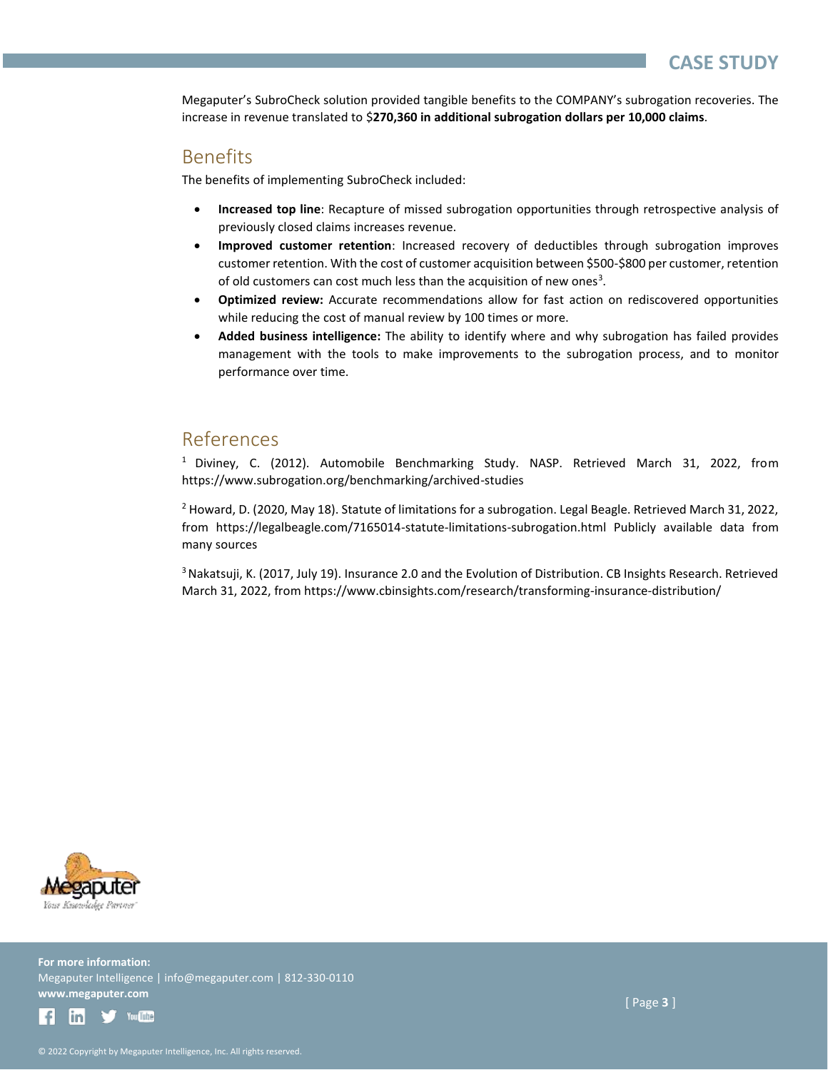Megaputer's SubroCheck solution provided tangible benefits to the COMPANY's subrogation recoveries. The increase in revenue translated to $**270,360 in additional subrogation dollars per 10,000 claims**.

## Benefits

The benefits of implementing SubroCheck included:

- **Increased top line**: Recapture of missed subrogation opportunities through retrospective analysis of previously closed claims increases revenue.
- **Improved customer retention**: Increased recovery of deductibles through subrogation improves customer retention. With the cost of customer acquisition between $500-$800 per customer, retention of old customers can cost much less than the acquisition of new ones[3].
- **Optimized review:** Accurate recommendations allow for fast action on rediscovered opportunities while reducing the cost of manual review by 100 times or more.
- **Added business intelligence:** The ability to identify where and why subrogation has failed provides management with the tools to make improvements to the subrogation process, and to monitor performance over time.

## References

[1] Diviney, C. (2012). Automobile Benchmarking Study. NASP. Retrieved March 31, 2022, from https://www.subrogation.org/benchmarking/archived-studies

[2] Howard, D. (2020, May 18). Statute of limitations for a subrogation. Legal Beagle. Retrieved March 31, 2022, from https://legalbeagle.com/7165014-statute-limitations-subrogation.html Publicly available data from many sources

[3] Nakatsuji, K. (2017, July 19). Insurance 2.0 and the Evolution of Distribution. CB Insights Research. Retrieved March 31, 2022, from https://www.cbinsights.com/research/transforming-insurance-distribution/

**For more information:**
Megaputer Intelligence | info@megaputer.com | 812-330-0110
**www.megaputer.com**

© 2022 Copyright by Megaputer Intelligence, Inc. All rights reserved.